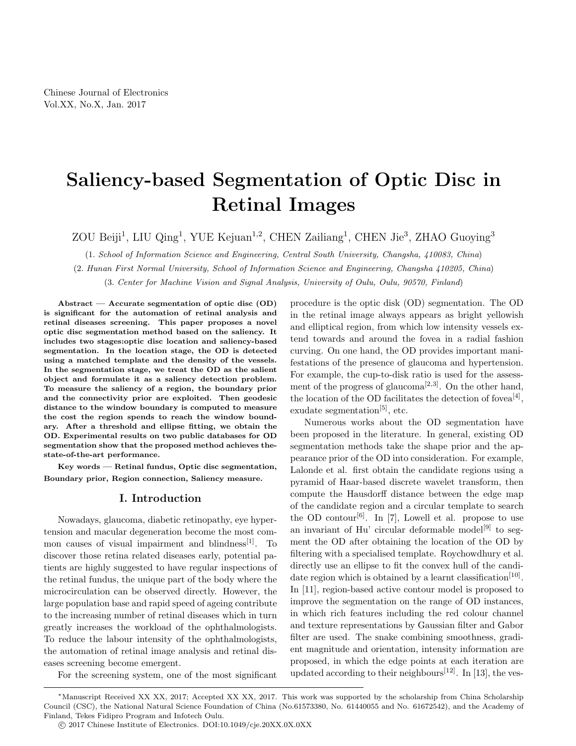# Saliency-based Segmentation of Optic Disc in Retinal Images

ZOU Beiji[1], LIU Qing[1], YUE Kejuan[1,2], CHEN Zailiang[1], CHEN Jie[3], ZHAO Guoying[3]

(1. *School of Information Science and Engineering, Central South University, Changsha, 410083, China*)

(2. *Hunan First Normal University, School of Information Science and Engineering, Changsha 410205, China*)

(3. *Center for Machine Vision and Signal Analysis, University of Oulu, Oulu, 90570, Finland*)

**Abstract — Accurate segmentation of optic disc (OD) is significant for the automation of retinal analysis and retinal diseases screening. This paper proposes a novel optic disc segmentation method based on the saliency. It includes two stages:optic disc location and saliency-based segmentation. In the location stage, the OD is detected using a matched template and the density of the vessels. In the segmentation stage, we treat the OD as the salient object and formulate it as a saliency detection problem. To measure the saliency of a region, the boundary prior and the connectivity prior are exploited. Then geodesic distance to the window boundary is computed to measure the cost the region spends to reach the window boundary. After a threshold and ellipse fitting, we obtain the OD. Experimental results on two public databases for OD segmentation show that the proposed method achieves the-state-of-the-art performance.**

**Key words — Retinal fundus, Optic disc segmentation, Boundary prior, Region connection, Saliency measure.**

## I. Introduction

Nowadays, glaucoma, diabetic retinopathy, eye hypertension and macular degeneration become the most common causes of visual impairment and blindness[1]. To discover those retina related diseases early, potential patients are highly suggested to have regular inspections of the retinal fundus, the unique part of the body where the microcirculation can be observed directly. However, the large population base and rapid speed of ageing contribute to the increasing number of retinal diseases which in turn greatly increases the workload of the ophthalmologists. To reduce the labour intensity of the ophthalmologists, the automation of retinal image analysis and retinal diseases screening become emergent.

For the screening system, one of the most significant procedure is the optic disk (OD) segmentation. The OD in the retinal image always appears as bright yellowish and elliptical region, from which low intensity vessels extend towards and around the fovea in a radial fashion curving. On one hand, the OD provides important manifestations of the presence of glaucoma and hypertension. For example, the cup-to-disk ratio is used for the assessment of the progress of glaucoma[2,3]. On the other hand, the location of the OD facilitates the detection of fovea[4], exudate segmentation[5], etc.

Numerous works about the OD segmentation have been proposed in the literature. In general, existing OD segmentation methods take the shape prior and the appearance prior of the OD into consideration. For example, Lalonde et al. first obtain the candidate regions using a pyramid of Haar-based discrete wavelet transform, then compute the Hausdorff distance between the edge map of the candidate region and a circular template to search the OD contour[6]. In [7], Lowell et al. propose to use an invariant of Hu' circular deformable model[9] to segment the OD after obtaining the location of the OD by filtering with a specialised template. Roychowdhury et al. directly use an ellipse to fit the convex hull of the candidate region which is obtained by a learnt classification[10]. In [11], region-based active contour model is proposed to improve the segmentation on the range of OD instances, in which rich features including the red colour channel and texture representations by Gaussian filter and Gabor filter are used. The snake combining smoothness, gradient magnitude and orientation, intensity information are proposed, in which the edge points at each iteration are updated according to their neighbours[12]. In [13], the ves-

*Manuscript Received XX XX, 2017; Accepted XX XX, 2017. This work was supported by the scholarship from China Scholarship Council (CSC), the National Natural Science Foundation of China (No.61573380, No. 61440055 and No. 61672542), and the Academy of Finland, Tekes Fidipro Program and Infotech Oulu.

© 2017 Chinese Institute of Electronics. DOI:10.1049/cje.20XX.0X.0XX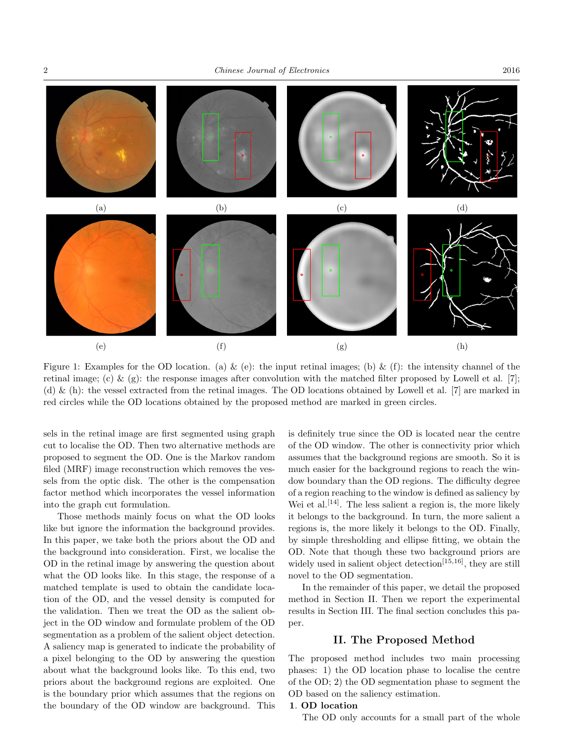(a) (b) (c) (d)

(e) (f) (g) (h)

Figure 1: Examples for the OD location. (a) & (e): the input retinal images; (b) & (f): the intensity channel of the retinal image; (c) & (g): the response images after convolution with the matched filter proposed by Lowell et al. [7]; (d) & (h): the vessel extracted from the retinal images. The OD locations obtained by Lowell et al. [7] are marked in red circles while the OD locations obtained by the proposed method are marked in green circles.

sels in the retinal image are first segmented using graph cut to localise the OD. Then two alternative methods are proposed to segment the OD. One is the Markov random filed (MRF) image reconstruction which removes the vessels from the optic disk. The other is the compensation factor method which incorporates the vessel information into the graph cut formulation.

Those methods mainly focus on what the OD looks like but ignore the information the background provides. In this paper, we take both the priors about the OD and the background into consideration. First, we localise the OD in the retinal image by answering the question about what the OD looks like. In this stage, the response of a matched template is used to obtain the candidate location of the OD, and the vessel density is computed for the validation. Then we treat the OD as the salient object in the OD window and formulate problem of the OD segmentation as a problem of the salient object detection. A saliency map is generated to indicate the probability of a pixel belonging to the OD by answering the question about what the background looks like. To this end, two priors about the background regions are exploited. One is the boundary prior which assumes that the regions on the boundary of the OD window are background. This is definitely true since the OD is located near the centre of the OD window. The other is connectivity prior which assumes that the background regions are smooth. So it is much easier for the background regions to reach the window boundary than the OD regions. The difficulty degree of a region reaching to the window is defined as saliency by Wei et al.[14]. The less salient a region is, the more likely it belongs to the background. In turn, the more salient a regions is, the more likely it belongs to the OD. Finally, by simple thresholding and ellipse fitting, we obtain the OD. Note that though these two background priors are widely used in salient object detection[15,16], they are still novel to the OD segmentation.

In the remainder of this paper, we detail the proposed method in Section II. Then we report the experimental results in Section III. The final section concludes this paper.

## II. The Proposed Method

The proposed method includes two main processing phases: 1) the OD location phase to localise the centre of the OD; 2) the OD segmentation phase to segment the OD based on the saliency estimation.

### 1. OD location

The OD only accounts for a small part of the whole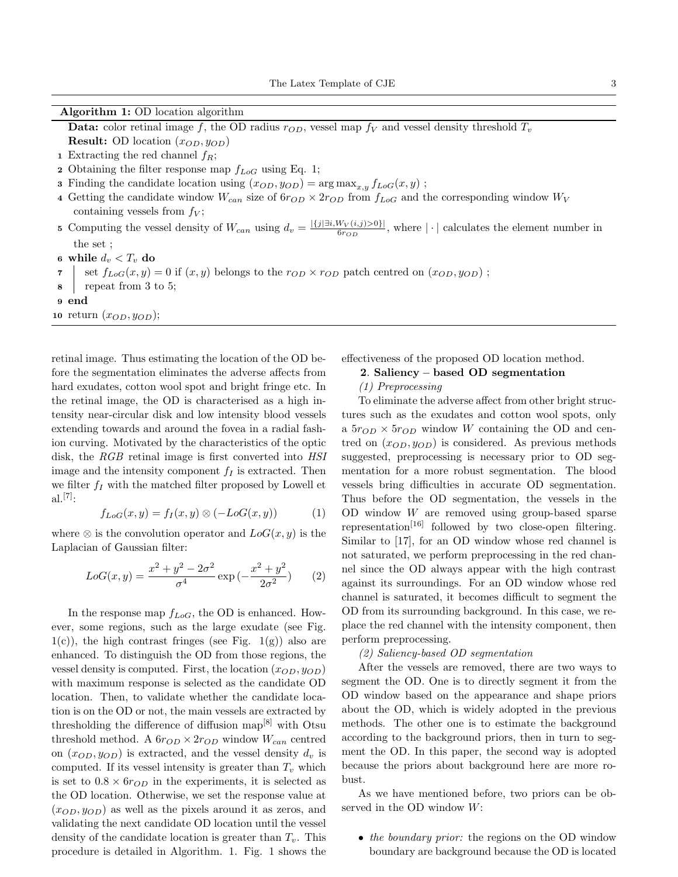**Algorithm 1:** OD location algorithm

**Data:** color retinal image $f$, the OD radius $r_{OD}$, vessel map $f_V$ and vessel density threshold $T_v$

**Result:** OD location $(x_{OD}, y_{OD})$

1. Extracting the red channel $f_R$;
2. Obtaining the filter response map $f_{LoG}$ using Eq. 1;
3. Finding the candidate location using $(x_{OD}, y_{OD}) = \arg\max_{x,y} f_{LoG}(x, y)$ ;
4. Getting the candidate window $W_{can}$ size of $6r_{OD} \times 2r_{OD}$ from $f_{LoG}$ and the corresponding window $W_V$ containing vessels from $f_V$;
5. Computing the vessel density of $W_{can}$ using $d_v = \frac{|\{j|\exists i, W_V(i,j)>0\}|}{6r_{OD}}$, where $|\cdot|$ calculates the element number in the set ;
6. **while** $d_v < T_v$ **do**
7. &nbsp;&nbsp;&nbsp;&nbsp;set $f_{LoG}(x, y) = 0$ if $(x, y)$ belongs to the $r_{OD} \times r_{OD}$ patch centred on $(x_{OD}, y_{OD})$ ;
8. &nbsp;&nbsp;&nbsp;&nbsp;repeat from 3 to 5;
9. **end**
10. return $(x_{OD}, y_{OD})$;

retinal image. Thus estimating the location of the OD before the segmentation eliminates the adverse affects from hard exudates, cotton wool spot and bright fringe etc. In the retinal image, the OD is characterised as a high intensity near-circular disk and low intensity blood vessels extending towards and around the fovea in a radial fashion curving. Motivated by the characteristics of the optic disk, the *RGB* retinal image is first converted into *HSI* image and the intensity component $f_I$ is extracted. Then we filter $f_I$ with the matched filter proposed by Lowell et al.[7]:

$$f_{LoG}(x, y) = f_I(x, y) \otimes (-LoG(x, y)) \tag{1}$$

where $\otimes$ is the convolution operator and $LoG(x, y)$ is the Laplacian of Gaussian filter:

$$LoG(x, y) = \frac{x^2 + y^2 - 2\sigma^2}{\sigma^4} \exp\left(-\frac{x^2 + y^2}{2\sigma^2}\right) \tag{2}$$

In the response map $f_{LoG}$, the OD is enhanced. However, some regions, such as the large exudate (see Fig. 1(c)), the high contrast fringes (see Fig. 1(g)) also are enhanced. To distinguish the OD from those regions, the vessel density is computed. First, the location $(x_{OD}, y_{OD})$ with maximum response is selected as the candidate OD location. Then, to validate whether the candidate location is on the OD or not, the main vessels are extracted by thresholding the difference of diffusion map[8] with Otsu threshold method. A $6r_{OD} \times 2r_{OD}$ window $W_{can}$ centred on $(x_{OD}, y_{OD})$ is extracted, and the vessel density $d_v$ is computed. If its vessel intensity is greater than $T_v$ which is set to $0.8 \times 6r_{OD}$ in the experiments, it is selected as the OD location. Otherwise, we set the response value at $(x_{OD}, y_{OD})$ as well as the pixels around it as zeros, and validating the next candidate OD location until the vessel density of the candidate location is greater than $T_v$. This procedure is detailed in Algorithm. 1. Fig. 1 shows the effectiveness of the proposed OD location method.

**2. Saliency – based OD segmentation**

*(1) Preprocessing*

To eliminate the adverse affect from other bright structures such as the exudates and cotton wool spots, only a $5r_{OD} \times 5r_{OD}$ window $W$ containing the OD and centred on $(x_{OD}, y_{OD})$ is considered. As previous methods suggested, preprocessing is necessary prior to OD segmentation for a more robust segmentation. The blood vessels bring difficulties in accurate OD segmentation. Thus before the OD segmentation, the vessels in the OD window $W$ are removed using group-based sparse representation[16] followed by two close-open filtering. Similar to [17], for an OD window whose red channel is not saturated, we perform preprocessing in the red channel since the OD always appear with the high contrast against its surroundings. For an OD window whose red channel is saturated, it becomes difficult to segment the OD from its surrounding background. In this case, we replace the red channel with the intensity component, then perform preprocessing.

*(2) Saliency-based OD segmentation*

After the vessels are removed, there are two ways to segment the OD. One is to directly segment it from the OD window based on the appearance and shape priors about the OD, which is widely adopted in the previous methods. The other one is to estimate the background according to the background priors, then in turn to segment the OD. In this paper, the second way is adopted because the priors about background here are more robust.

As we have mentioned before, two priors can be observed in the OD window $W$:

- *the boundary prior:* the regions on the OD window boundary are background because the OD is located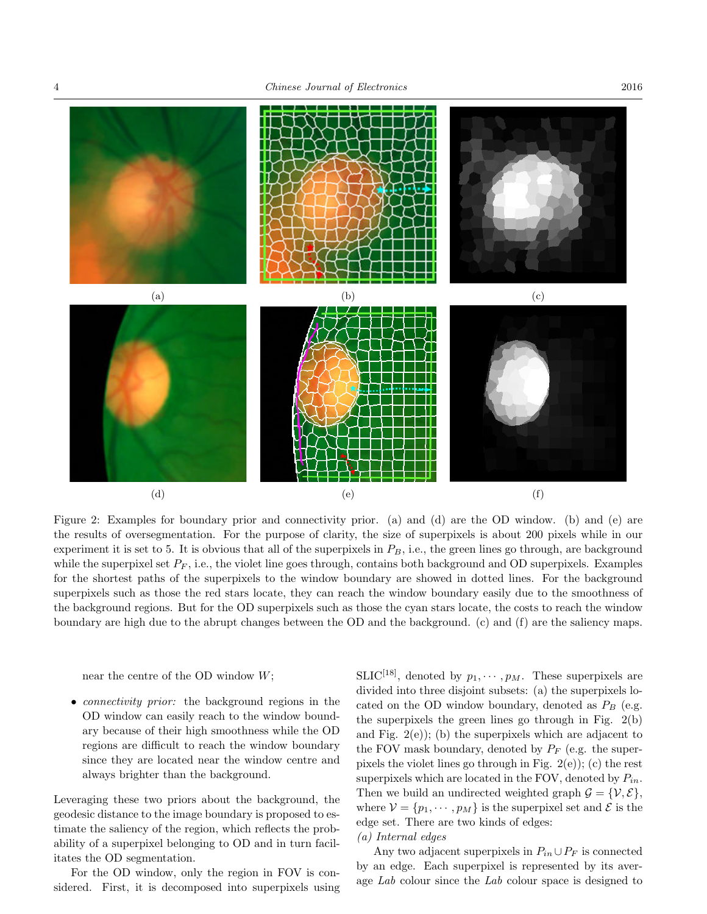(a)

(b)

(c)

(d)

(e)

(f)

Figure 2: Examples for boundary prior and connectivity prior. (a) and (d) are the OD window. (b) and (e) are the results of oversegmentation. For the purpose of clarity, the size of superpixels is about 200 pixels while in our experiment it is set to 5. It is obvious that all of the superpixels in $P_B$, i.e., the green lines go through, are background while the superpixel set $P_F$, i.e., the violet line goes through, contains both background and OD superpixels. Examples for the shortest paths of the superpixels to the window boundary are showed in dotted lines. For the background superpixels such as those the red stars locate, they can reach the window boundary easily due to the smoothness of the background regions. But for the OD superpixels such as those the cyan stars locate, the costs to reach the window boundary are high due to the abrupt changes between the OD and the background. (c) and (f) are the saliency maps.

near the centre of the OD window $W$;

- *connectivity prior:* the background regions in the OD window can easily reach to the window boundary because of their high smoothness while the OD regions are difficult to reach the window boundary since they are located near the window centre and always brighter than the background.

Leveraging these two priors about the background, the geodesic distance to the image boundary is proposed to estimate the saliency of the region, which reflects the probability of a superpixel belonging to OD and in turn facilitates the OD segmentation.

For the OD window, only the region in FOV is considered. First, it is decomposed into superpixels using SLIC[18], denoted by $p_1, \cdots, p_M$. These superpixels are divided into three disjoint subsets: (a) the superpixels located on the OD window boundary, denoted as $P_B$ (e.g. the superpixels the green lines go through in Fig. 2(b) and Fig. 2(e)); (b) the superpixels which are adjacent to the FOV mask boundary, denoted by $P_F$ (e.g. the superpixels the violet lines go through in Fig. 2(e)); (c) the rest superpixels which are located in the FOV, denoted by $P_{in}$. Then we build an undirected weighted graph $\mathcal{G} = \{\mathcal{V}, \mathcal{E}\}$, where $\mathcal{V} = \{p_1, \cdots, p_M\}$ is the superpixel set and $\mathcal{E}$ is the edge set. There are two kinds of edges:

*(a) Internal edges*

Any two adjacent superpixels in $P_{in} \cup P_F$ is connected by an edge. Each superpixel is represented by its average *Lab* colour since the *Lab* colour space is designed to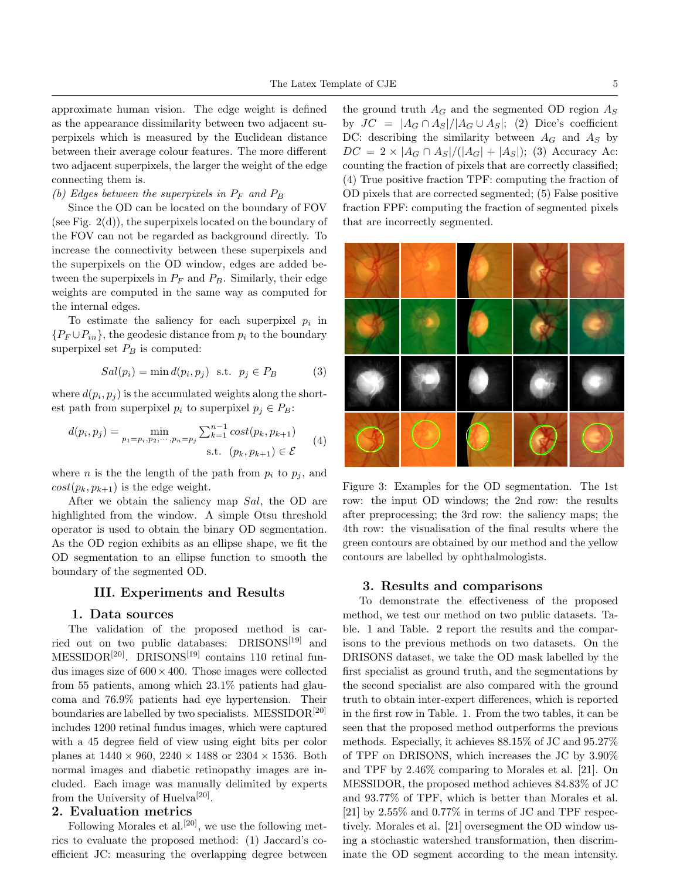approximate human vision. The edge weight is defined as the appearance dissimilarity between two adjacent superpixels which is measured by the Euclidean distance between their average colour features. The more different two adjacent superpixels, the larger the weight of the edge connecting them is.

*(b) Edges between the superpixels in $P_F$ and $P_B$*

Since the OD can be located on the boundary of FOV (see Fig. 2(d)), the superpixels located on the boundary of the FOV can not be regarded as background directly. To increase the connectivity between these superpixels and the superpixels on the OD window, edges are added between the superpixels in $P_F$ and $P_B$. Similarly, their edge weights are computed in the same way as computed for the internal edges.

To estimate the saliency for each superpixel $p_i$ in $\{P_F \cup P_{in}\}$, the geodesic distance from $p_i$ to the boundary superpixel set $P_B$ is computed:

$$Sal(p_i) = \min d(p_i, p_j) \;\; \text{s.t.} \;\; p_j \in P_B \tag{3}$$

where $d(p_i, p_j)$ is the accumulated weights along the shortest path from superpixel $p_i$ to superpixel $p_j \in P_B$:

$$d(p_i, p_j) = \min_{p_1=p_i, p_2, \cdots, p_n=p_j} \sum_{k=1}^{n-1} cost(p_k, p_{k+1}) \quad \text{s.t.} \;\; (p_k, p_{k+1}) \in \mathcal{E} \tag{4}$$

where $n$ is the the length of the path from $p_i$ to $p_j$, and $cost(p_k, p_{k+1})$ is the edge weight.

After we obtain the saliency map $Sal$, the OD are highlighted from the window. A simple Otsu threshold operator is used to obtain the binary OD segmentation. As the OD region exhibits as an ellipse shape, we fit the OD segmentation to an ellipse function to smooth the boundary of the segmented OD.

## III. Experiments and Results

### 1. Data sources

The validation of the proposed method is carried out on two public databases: DRISONS[19] and MESSIDOR[20]. DRISONS[19] contains 110 retinal fundus images size of $600 \times 400$. Those images were collected from 55 patients, among which 23.1% patients had glaucoma and 76.9% patients had eye hypertension. Their boundaries are labelled by two specialists. MESSIDOR[20] includes 1200 retinal fundus images, which were captured with a 45 degree field of view using eight bits per color planes at $1440 \times 960$, $2240 \times 1488$ or $2304 \times 1536$. Both normal images and diabetic retinopathy images are included. Each image was manually delimited by experts from the University of Huelva[20].

### 2. Evaluation metrics

Following Morales et al.[20], we use the following metrics to evaluate the proposed method: (1) Jaccard's coefficient JC: measuring the overlapping degree between the ground truth $A_G$ and the segmented OD region $A_S$ by $JC = |A_G \cap A_S| / |A_G \cup A_S|$; (2) Dice's coefficient DC: describing the similarity between $A_G$ and $A_S$ by $DC = 2 \times |A_G \cap A_S| / (|A_G| + |A_S|)$; (3) Accuracy Ac: counting the fraction of pixels that are correctly classified; (4) True positive fraction TPF: computing the fraction of OD pixels that are corrected segmented; (5) False positive fraction FPF: computing the fraction of segmented pixels that are incorrectly segmented.

Figure 3: Examples for the OD segmentation. The 1st row: the input OD windows; the 2nd row: the results after preprocessing; the 3rd row: the saliency maps; the 4th row: the visualisation of the final results where the green contours are obtained by our method and the yellow contours are labelled by ophthalmologists.

### 3. Results and comparisons

To demonstrate the effectiveness of the proposed method, we test our method on two public datasets. Table. 1 and Table. 2 report the results and the comparisons to the previous methods on two datasets. On the DRISONS dataset, we take the OD mask labelled by the first specialist as ground truth, and the segmentations by the second specialist are also compared with the ground truth to obtain inter-expert differences, which is reported in the first row in Table. 1. From the two tables, it can be seen that the proposed method outperforms the previous methods. Especially, it achieves 88.15% of JC and 95.27% of TPF on DRISONS, which increases the JC by 3.90% and TPF by 2.46% comparing to Morales et al. [21]. On MESSIDOR, the proposed method achieves 84.83% of JC and 93.77% of TPF, which is better than Morales et al. [21] by 2.55% and 0.77% in terms of JC and TPF respectively. Morales et al. [21] oversegment the OD window using a stochastic watershed transformation, then discriminate the OD segment according to the mean intensity.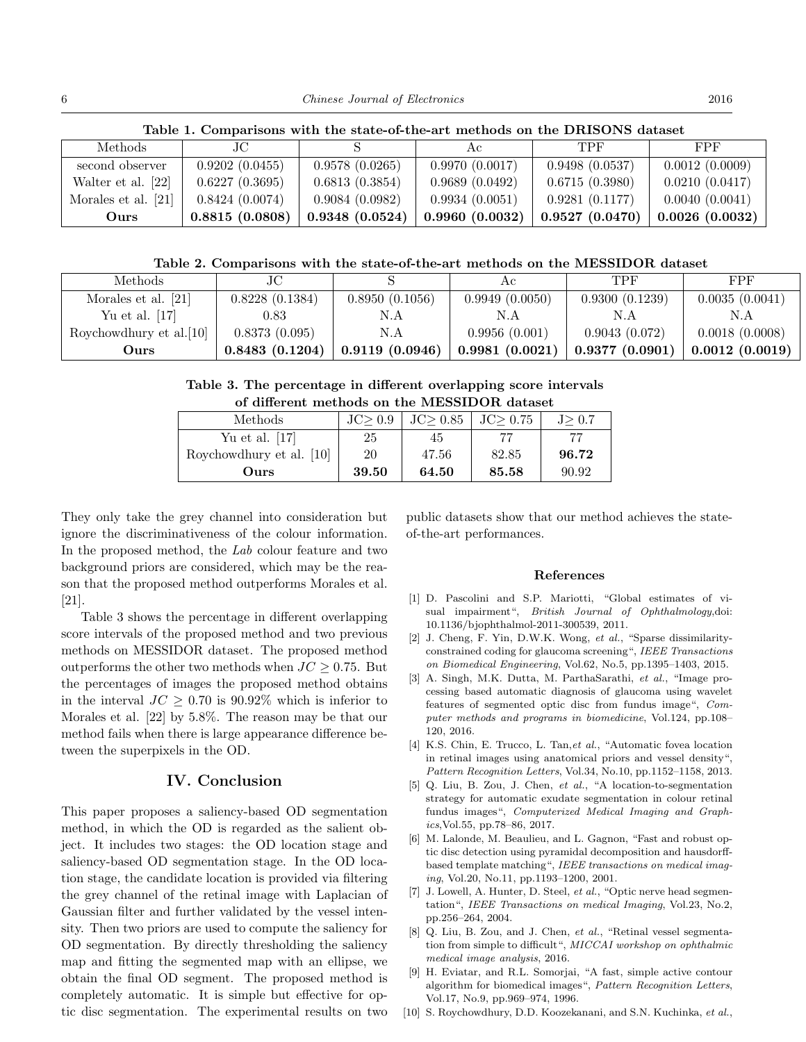**Table 1. Comparisons with the state-of-the-art methods on the DRISONS dataset**

| Methods | JC | S | Ac | TPF | FPF |
|---|---|---|---|---|---|
| second observer | 0.9202 (0.0455) | 0.9578 (0.0265) | 0.9970 (0.0017) | 0.9498 (0.0537) | 0.0012 (0.0009) |
| Walter et al. [22] | 0.6227 (0.3695) | 0.6813 (0.3854) | 0.9689 (0.0492) | 0.6715 (0.3980) | 0.0210 (0.0417) |
| Morales et al. [21] | 0.8424 (0.0074) | 0.9084 (0.0982) | 0.9934 (0.0051) | 0.9281 (0.1177) | 0.0040 (0.0041) |
| **Ours** | **0.8815 (0.0808)** | **0.9348 (0.0524)** | **0.9960 (0.0032)** | **0.9527 (0.0470)** | **0.0026 (0.0032)** |

**Table 2. Comparisons with the state-of-the-art methods on the MESSIDOR dataset**

| Methods | JC | S | Ac | TPF | FPF |
|---|---|---|---|---|---|
| Morales et al. [21] | 0.8228 (0.1384) | 0.8950 (0.1056) | 0.9949 (0.0050) | 0.9300 (0.1239) | 0.0035 (0.0041) |
| Yu et al. [17] | 0.83 | N.A | N.A | N.A | N.A |
| Roychowdhury et al.[10] | 0.8373 (0.095) | N.A | 0.9956 (0.001) | 0.9043 (0.072) | 0.0018 (0.0008) |
| **Ours** | **0.8483 (0.1204)** | **0.9119 (0.0946)** | **0.9981 (0.0021)** | **0.9377 (0.0901)** | **0.0012 (0.0019)** |

**Table 3. The percentage in different overlapping score intervals of different methods on the MESSIDOR dataset**

| Methods | JC≥ 0.9 | JC≥ 0.85 | JC≥ 0.75 | J≥ 0.7 |
|---|---|---|---|---|
| Yu et al. [17] | 25 | 45 | 77 | 77 |
| Roychowdhury et al. [10] | 20 | 47.56 | 82.85 | **96.72** |
| **Ours** | **39.50** | **64.50** | **85.58** | 90.92 |

They only take the grey channel into consideration but ignore the discriminativeness of the colour information. In the proposed method, the *Lab* colour feature and two background priors are considered, which may be the reason that the proposed method outperforms Morales et al. [21].

Table 3 shows the percentage in different overlapping score intervals of the proposed method and two previous methods on MESSIDOR dataset. The proposed method outperforms the other two methods when $JC \geq 0.75$. But the percentages of images the proposed method obtains in the interval $JC \geq 0.70$ is 90.92% which is inferior to Morales et al. [22] by 5.8%. The reason may be that our method fails when there is large appearance difference between the superpixels in the OD.

## IV. Conclusion

This paper proposes a saliency-based OD segmentation method, in which the OD is regarded as the salient object. It includes two stages: the OD location stage and saliency-based OD segmentation stage. In the OD location stage, the candidate location is provided via filtering the grey channel of the retinal image with Laplacian of Gaussian filter and further validated by the vessel intensity. Then two priors are used to compute the saliency for OD segmentation. By directly thresholding the saliency map and fitting the segmented map with an ellipse, we obtain the final OD segment. The proposed method is completely automatic. It is simple but effective for optic disc segmentation. The experimental results on two public datasets show that our method achieves the state-of-the-art performances.

### References

[1] D. Pascolini and S.P. Mariotti, "Global estimates of visual impairment", *British Journal of Ophthalmology*,doi: 10.1136/bjophthalmol-2011-300539, 2011.

[2] J. Cheng, F. Yin, D.W.K. Wong, *et al.*, "Sparse dissimilarity-constrained coding for glaucoma screening", *IEEE Transactions on Biomedical Engineering*, Vol.62, No.5, pp.1395–1403, 2015.

[3] A. Singh, M.K. Dutta, M. ParthaSarathi, *et al.*, "Image processing based automatic diagnosis of glaucoma using wavelet features of segmented optic disc from fundus image", *Computer methods and programs in biomedicine*, Vol.124, pp.108–120, 2016.

[4] K.S. Chin, E. Trucco, L. Tan,*et al.*, "Automatic fovea location in retinal images using anatomical priors and vessel density", *Pattern Recognition Letters*, Vol.34, No.10, pp.1152–1158, 2013.

[5] Q. Liu, B. Zou, J. Chen, *et al.*, "A location-to-segmentation strategy for automatic exudate segmentation in colour retinal fundus images", *Computerized Medical Imaging and Graphics*,Vol.55, pp.78–86, 2017.

[6] M. Lalonde, M. Beaulieu, and L. Gagnon, "Fast and robust optic disc detection using pyramidal decomposition and hausdorff-based template matching", *IEEE transactions on medical imaging*, Vol.20, No.11, pp.1193–1200, 2001.

[7] J. Lowell, A. Hunter, D. Steel, *et al.*, "Optic nerve head segmentation", *IEEE Transactions on Medical Imaging*, Vol.23, No.2, pp.256–264, 2004.

[8] Q. Liu, B. Zou, and J. Chen, *et al.*, "Retinal vessel segmentation from simple to difficult", *MICCAI workshop on ophthalmic medical image analysis*, 2016.

[9] H. Eviatar, and R.L. Somorjai, "A fast, simple active contour algorithm for biomedical images", *Pattern Recognition Letters*, Vol.17, No.9, pp.969–974, 1996.

[10] S. Roychowdhury, D.D. Koozekanani, and S.N. Kuchinka, *et al.*,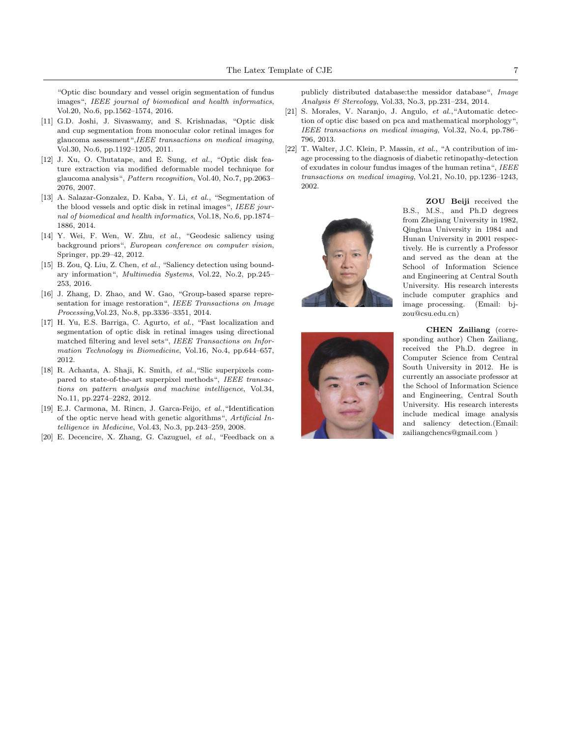"Optic disc boundary and vessel origin segmentation of fundus images", *IEEE journal of biomedical and health informatics*, Vol.20, No.6, pp.1562–1574, 2016.

[11] G.D. Joshi, J. Sivaswamy, and S. Krishnadas, "Optic disk and cup segmentation from monocular color retinal images for glaucoma assessment",*IEEE transactions on medical imaging*, Vol.30, No.6, pp.1192–1205, 2011.

[12] J. Xu, O. Chutatape, and E. Sung, *et al.*, "Optic disk feature extraction via modified deformable model technique for glaucoma analysis", *Pattern recognition*, Vol.40, No.7, pp.2063–2076, 2007.

[13] A. Salazar-Gonzalez, D. Kaba, Y. Li, *et al.*, "Segmentation of the blood vessels and optic disk in retinal images", *IEEE journal of biomedical and health informatics*, Vol.18, No.6, pp.1874–1886, 2014.

[14] Y. Wei, F. Wen, W. Zhu, *et al.*, "Geodesic saliency using background priors", *European conference on computer vision*, Springer, pp.29–42, 2012.

[15] B. Zou, Q. Liu, Z. Chen, *et al.*, "Saliency detection using boundary information", *Multimedia Systems*, Vol.22, No.2, pp.245–253, 2016.

[16] J. Zhang, D. Zhao, and W. Gao, "Group-based sparse representation for image restoration", *IEEE Transactions on Image Processing*,Vol.23, No.8, pp.3336–3351, 2014.

[17] H. Yu, E.S. Barriga, C. Agurto, *et al.*, "Fast localization and segmentation of optic disk in retinal images using directional matched filtering and level sets", *IEEE Transactions on Information Technology in Biomedicine*, Vol.16, No.4, pp.644–657, 2012.

[18] R. Achanta, A. Shaji, K. Smith, *et al.*,"Slic superpixels compared to state-of-the-art superpixel methods", *IEEE transactions on pattern analysis and machine intelligence*, Vol.34, No.11, pp.2274–2282, 2012.

[19] E.J. Carmona, M. Rincn, J. Garca-Feijo, *et al.*,"Identification of the optic nerve head with genetic algorithms", *Artificial Intelligence in Medicine*, Vol.43, No.3, pp.243–259, 2008.

[20] E. Decencire, X. Zhang, G. Cazuguel, *et al.*, "Feedback on a publicly distributed database:the messidor database", *Image Analysis & Stereology*, Vol.33, No.3, pp.231–234, 2014.

[21] S. Morales, V. Naranjo, J. Angulo, *et al.*,"Automatic detection of optic disc based on pca and mathematical morphology", *IEEE transactions on medical imaging*, Vol.32, No.4, pp.786–796, 2013.

[22] T. Walter, J.C. Klein, P. Massin, *et al.*, "A contribution of image processing to the diagnosis of diabetic retinopathy-detection of exudates in colour fundus images of the human retina", *IEEE transactions on medical imaging*, Vol.21, No.10, pp.1236–1243, 2002.

**ZOU Beiji** received the B.S., M.S., and Ph.D degrees from Zhejiang University in 1982, Qinghua University in 1984 and Hunan University in 2001 respectively. He is currently a Professor and served as the dean at the School of Information Science and Engineering at Central South University. His research interests include computer graphics and image processing. (Email: bjzou@csu.edu.cn)

**CHEN Zailiang** (corresponding author) Chen Zailiang, received the Ph.D. degree in Computer Science from Central South University in 2012. He is currently an associate professor at the School of Information Science and Engineering, Central South University. His research interests include medical image analysis and saliency detection.(Email: zailiangchencs@gmail.com )